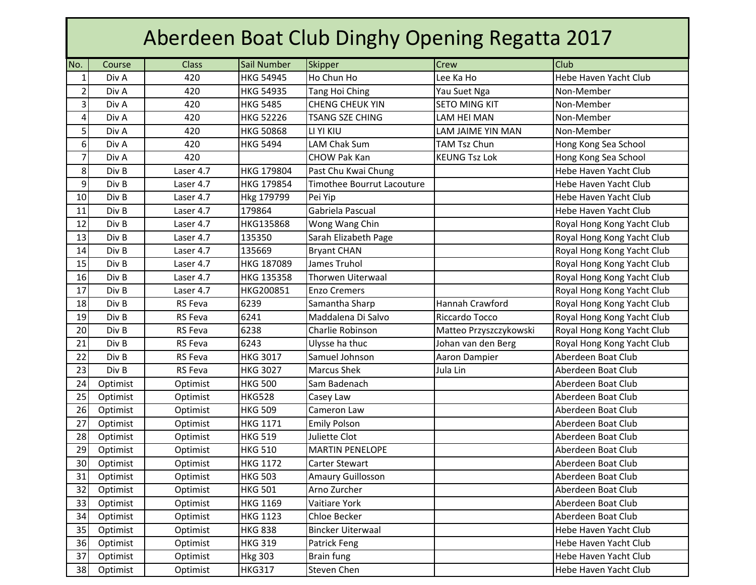# Aberdeen Boat Club Dinghy Opening Regatta 2017

| No. | Course | Class | Sail Number | Skipper | Crew | Club |
|---|---|---|---|---|---|---|
| 1 | Div A | 420 | HKG 54945 | Ho Chun Ho | Lee Ka Ho | Hebe Haven Yacht Club |
| 2 | Div A | 420 | HKG 54935 | Tang Hoi Ching | Yau Suet Nga | Non-Member |
| 3 | Div A | 420 | HKG 5485 | CHENG CHEUK YIN | SETO MING KIT | Non-Member |
| 4 | Div A | 420 | HKG 52226 | TSANG SZE CHING | LAM HEI MAN | Non-Member |
| 5 | Div A | 420 | HKG 50868 | LI YI KIU | LAM JAIME YIN MAN | Non-Member |
| 6 | Div A | 420 | HKG 5494 | LAM Chak Sum | TAM Tsz Chun | Hong Kong Sea School |
| 7 | Div A | 420 | | CHOW Pak Kan | KEUNG Tsz Lok | Hong Kong Sea School |
| 8 | Div B | Laser 4.7 | HKG 179804 | Past Chu Kwai Chung | | Hebe Haven Yacht Club |
| 9 | Div B | Laser 4.7 | HKG 179854 | Timothee Bourrut Lacouture | | Hebe Haven Yacht Club |
| 10 | Div B | Laser 4.7 | Hkg 179799 | Pei Yip | | Hebe Haven Yacht Club |
| 11 | Div B | Laser 4.7 | 179864 | Gabriela Pascual | | Hebe Haven Yacht Club |
| 12 | Div B | Laser 4.7 | HKG135868 | Wong Wang Chin | | Royal Hong Kong Yacht Club |
| 13 | Div B | Laser 4.7 | 135350 | Sarah Elizabeth Page | | Royal Hong Kong Yacht Club |
| 14 | Div B | Laser 4.7 | 135669 | Bryant CHAN | | Royal Hong Kong Yacht Club |
| 15 | Div B | Laser 4.7 | HKG 187089 | James Truhol | | Royal Hong Kong Yacht Club |
| 16 | Div B | Laser 4.7 | HKG 135358 | Thorwen Uiterwaal | | Royal Hong Kong Yacht Club |
| 17 | Div B | Laser 4.7 | HKG200851 | Enzo Cremers | | Royal Hong Kong Yacht Club |
| 18 | Div B | RS Feva | 6239 | Samantha Sharp | Hannah Crawford | Royal Hong Kong Yacht Club |
| 19 | Div B | RS Feva | 6241 | Maddalena Di Salvo | Riccardo Tocco | Royal Hong Kong Yacht Club |
| 20 | Div B | RS Feva | 6238 | Charlie Robinson | Matteo Przyszczykowski | Royal Hong Kong Yacht Club |
| 21 | Div B | RS Feva | 6243 | Ulysse ha thuc | Johan van den Berg | Royal Hong Kong Yacht Club |
| 22 | Div B | RS Feva | HKG 3017 | Samuel Johnson | Aaron Dampier | Aberdeen Boat Club |
| 23 | Div B | RS Feva | HKG 3027 | Marcus Shek | Jula Lin | Aberdeen Boat Club |
| 24 | Optimist | Optimist | HKG 500 | Sam Badenach | | Aberdeen Boat Club |
| 25 | Optimist | Optimist | HKG528 | Casey Law | | Aberdeen Boat Club |
| 26 | Optimist | Optimist | HKG 509 | Cameron Law | | Aberdeen Boat Club |
| 27 | Optimist | Optimist | HKG 1171 | Emily Polson | | Aberdeen Boat Club |
| 28 | Optimist | Optimist | HKG 519 | Juliette Clot | | Aberdeen Boat Club |
| 29 | Optimist | Optimist | HKG 510 | MARTIN PENELOPE | | Aberdeen Boat Club |
| 30 | Optimist | Optimist | HKG 1172 | Carter Stewart | | Aberdeen Boat Club |
| 31 | Optimist | Optimist | HKG 503 | Amaury Guillosson | | Aberdeen Boat Club |
| 32 | Optimist | Optimist | HKG 501 | Arno Zurcher | | Aberdeen Boat Club |
| 33 | Optimist | Optimist | HKG 1169 | Vaitiare York | | Aberdeen Boat Club |
| 34 | Optimist | Optimist | HKG 1123 | Chloe Becker | | Aberdeen Boat Club |
| 35 | Optimist | Optimist | HKG 838 | Bincker Uiterwaal | | Hebe Haven Yacht Club |
| 36 | Optimist | Optimist | HKG 319 | Patrick Feng | | Hebe Haven Yacht Club |
| 37 | Optimist | Optimist | Hkg 303 | Brain fung | | Hebe Haven Yacht Club |
| 38 | Optimist | Optimist | HKG317 | Steven Chen | | Hebe Haven Yacht Club |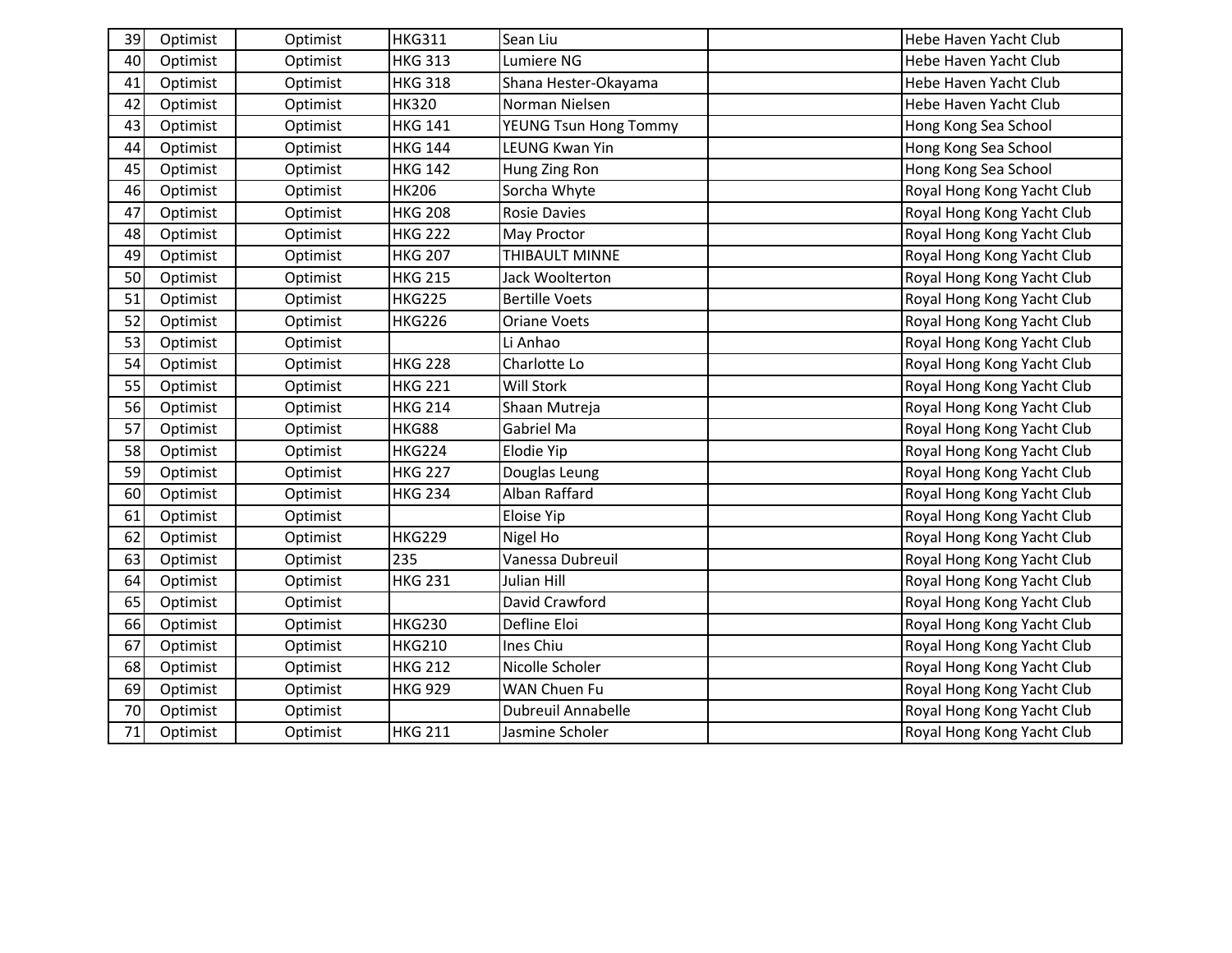| | | | | | | |
|---|---|---|---|---|---|---|
| 39 | Optimist | Optimist | HKG311 | Sean Liu | | Hebe Haven Yacht Club |
| 40 | Optimist | Optimist | HKG 313 | Lumiere NG | | Hebe Haven Yacht Club |
| 41 | Optimist | Optimist | HKG 318 | Shana Hester-Okayama | | Hebe Haven Yacht Club |
| 42 | Optimist | Optimist | HK320 | Norman Nielsen | | Hebe Haven Yacht Club |
| 43 | Optimist | Optimist | HKG 141 | YEUNG Tsun Hong Tommy | | Hong Kong Sea School |
| 44 | Optimist | Optimist | HKG 144 | LEUNG Kwan Yin | | Hong Kong Sea School |
| 45 | Optimist | Optimist | HKG 142 | Hung Zing Ron | | Hong Kong Sea School |
| 46 | Optimist | Optimist | HK206 | Sorcha Whyte | | Royal Hong Kong Yacht Club |
| 47 | Optimist | Optimist | HKG 208 | Rosie Davies | | Royal Hong Kong Yacht Club |
| 48 | Optimist | Optimist | HKG 222 | May Proctor | | Royal Hong Kong Yacht Club |
| 49 | Optimist | Optimist | HKG 207 | THIBAULT MINNE | | Royal Hong Kong Yacht Club |
| 50 | Optimist | Optimist | HKG 215 | Jack Woolterton | | Royal Hong Kong Yacht Club |
| 51 | Optimist | Optimist | HKG225 | Bertille Voets | | Royal Hong Kong Yacht Club |
| 52 | Optimist | Optimist | HKG226 | Oriane Voets | | Royal Hong Kong Yacht Club |
| 53 | Optimist | Optimist | | Li Anhao | | Royal Hong Kong Yacht Club |
| 54 | Optimist | Optimist | HKG 228 | Charlotte Lo | | Royal Hong Kong Yacht Club |
| 55 | Optimist | Optimist | HKG 221 | Will Stork | | Royal Hong Kong Yacht Club |
| 56 | Optimist | Optimist | HKG 214 | Shaan Mutreja | | Royal Hong Kong Yacht Club |
| 57 | Optimist | Optimist | HKG88 | Gabriel Ma | | Royal Hong Kong Yacht Club |
| 58 | Optimist | Optimist | HKG224 | Elodie Yip | | Royal Hong Kong Yacht Club |
| 59 | Optimist | Optimist | HKG 227 | Douglas Leung | | Royal Hong Kong Yacht Club |
| 60 | Optimist | Optimist | HKG 234 | Alban Raffard | | Royal Hong Kong Yacht Club |
| 61 | Optimist | Optimist | | Eloise Yip | | Royal Hong Kong Yacht Club |
| 62 | Optimist | Optimist | HKG229 | Nigel Ho | | Royal Hong Kong Yacht Club |
| 63 | Optimist | Optimist | 235 | Vanessa Dubreuil | | Royal Hong Kong Yacht Club |
| 64 | Optimist | Optimist | HKG 231 | Julian Hill | | Royal Hong Kong Yacht Club |
| 65 | Optimist | Optimist | | David Crawford | | Royal Hong Kong Yacht Club |
| 66 | Optimist | Optimist | HKG230 | Defline Eloi | | Royal Hong Kong Yacht Club |
| 67 | Optimist | Optimist | HKG210 | Ines Chiu | | Royal Hong Kong Yacht Club |
| 68 | Optimist | Optimist | HKG 212 | Nicolle Scholer | | Royal Hong Kong Yacht Club |
| 69 | Optimist | Optimist | HKG 929 | WAN Chuen Fu | | Royal Hong Kong Yacht Club |
| 70 | Optimist | Optimist | | Dubreuil Annabelle | | Royal Hong Kong Yacht Club |
| 71 | Optimist | Optimist | HKG 211 | Jasmine Scholer | | Royal Hong Kong Yacht Club |